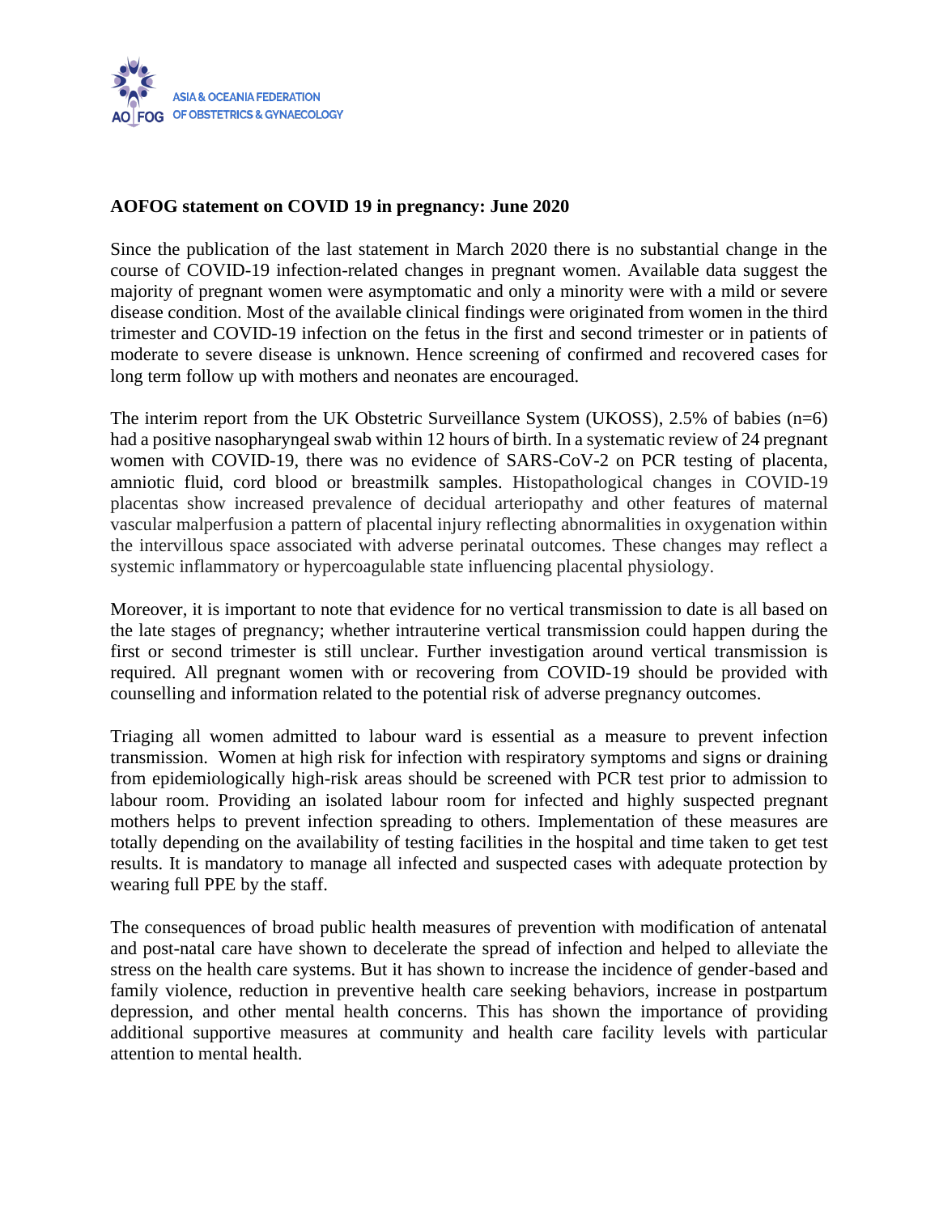ASIA & OCEANIA FEDERATION OF OBSTETRICS & GYNAECOLOGY

**AOFOG statement on COVID 19 in pregnancy: June 2020**

Since the publication of the last statement in March 2020 there is no substantial change in the course of COVID-19 infection-related changes in pregnant women. Available data suggest the majority of pregnant women were asymptomatic and only a minority were with a mild or severe disease condition. Most of the available clinical findings were originated from women in the third trimester and COVID-19 infection on the fetus in the first and second trimester or in patients of moderate to severe disease is unknown. Hence screening of confirmed and recovered cases for long term follow up with mothers and neonates are encouraged.

The interim report from the UK Obstetric Surveillance System (UKOSS), 2.5% of babies (n=6) had a positive nasopharyngeal swab within 12 hours of birth. In a systematic review of 24 pregnant women with COVID-19, there was no evidence of SARS-CoV-2 on PCR testing of placenta, amniotic fluid, cord blood or breastmilk samples. Histopathological changes in COVID-19 placentas show increased prevalence of decidual arteriopathy and other features of maternal vascular malperfusion a pattern of placental injury reflecting abnormalities in oxygenation within the intervillous space associated with adverse perinatal outcomes. These changes may reflect a systemic inflammatory or hypercoagulable state influencing placental physiology.

Moreover, it is important to note that evidence for no vertical transmission to date is all based on the late stages of pregnancy; whether intrauterine vertical transmission could happen during the first or second trimester is still unclear. Further investigation around vertical transmission is required. All pregnant women with or recovering from COVID-19 should be provided with counselling and information related to the potential risk of adverse pregnancy outcomes.

Triaging all women admitted to labour ward is essential as a measure to prevent infection transmission. Women at high risk for infection with respiratory symptoms and signs or draining from epidemiologically high-risk areas should be screened with PCR test prior to admission to labour room. Providing an isolated labour room for infected and highly suspected pregnant mothers helps to prevent infection spreading to others. Implementation of these measures are totally depending on the availability of testing facilities in the hospital and time taken to get test results. It is mandatory to manage all infected and suspected cases with adequate protection by wearing full PPE by the staff.

The consequences of broad public health measures of prevention with modification of antenatal and post-natal care have shown to decelerate the spread of infection and helped to alleviate the stress on the health care systems. But it has shown to increase the incidence of gender-based and family violence, reduction in preventive health care seeking behaviors, increase in postpartum depression, and other mental health concerns. This has shown the importance of providing additional supportive measures at community and health care facility levels with particular attention to mental health.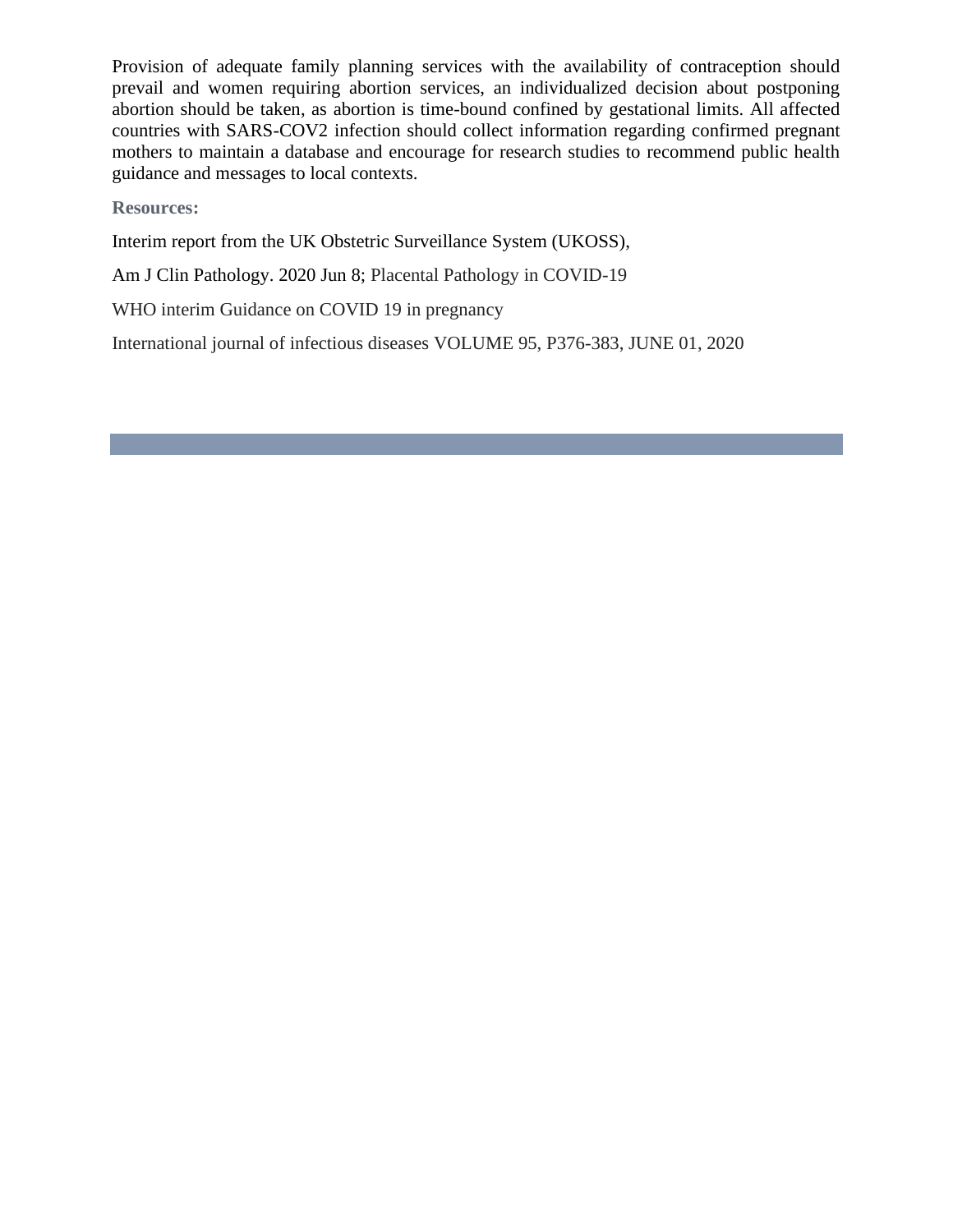Provision of adequate family planning services with the availability of contraception should prevail and women requiring abortion services, an individualized decision about postponing abortion should be taken, as abortion is time-bound confined by gestational limits. All affected countries with SARS-COV2 infection should collect information regarding confirmed pregnant mothers to maintain a database and encourage for research studies to recommend public health guidance and messages to local contexts.

**Resources:**

Interim report from the UK Obstetric Surveillance System (UKOSS),

Am J Clin Pathology. 2020 Jun 8; Placental Pathology in COVID-19

WHO interim Guidance on COVID 19 in pregnancy

International journal of infectious diseases VOLUME 95, P376-383, JUNE 01, 2020